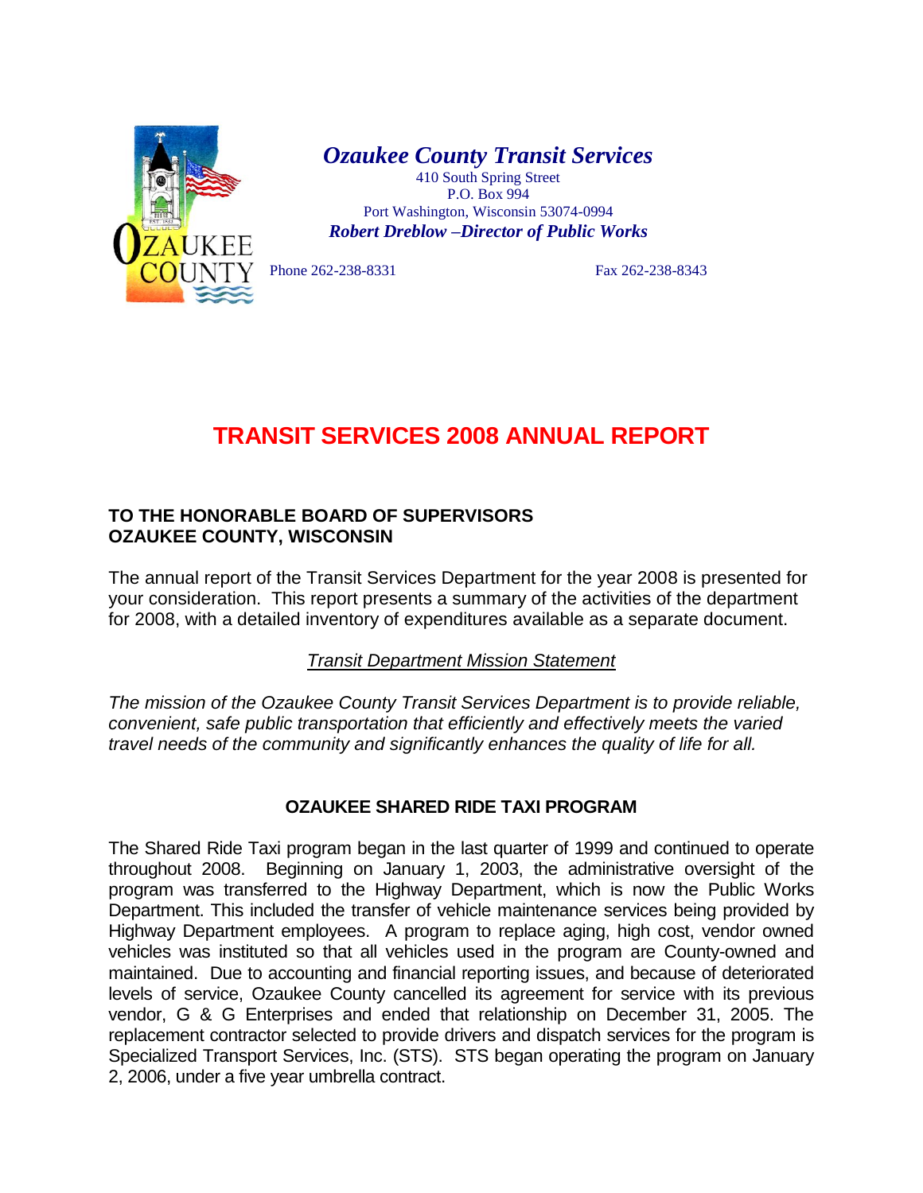***Ozaukee County Transit Services***

410 South Spring Street
P.O. Box 994
Port Washington, Wisconsin 53074-0994

***Robert Dreblow –Director of Public Works***

Phone 262-238-8331 Fax 262-238-8343

# TRANSIT SERVICES 2008 ANNUAL REPORT

**TO THE HONORABLE BOARD OF SUPERVISORS**
**OZAUKEE COUNTY, WISCONSIN**

The annual report of the Transit Services Department for the year 2008 is presented for your consideration. This report presents a summary of the activities of the department for 2008, with a detailed inventory of expenditures available as a separate document.

*Transit Department Mission Statement*

*The mission of the Ozaukee County Transit Services Department is to provide reliable, convenient, safe public transportation that efficiently and effectively meets the varied travel needs of the community and significantly enhances the quality of life for all.*

## OZAUKEE SHARED RIDE TAXI PROGRAM

The Shared Ride Taxi program began in the last quarter of 1999 and continued to operate throughout 2008. Beginning on January 1, 2003, the administrative oversight of the program was transferred to the Highway Department, which is now the Public Works Department. This included the transfer of vehicle maintenance services being provided by Highway Department employees. A program to replace aging, high cost, vendor owned vehicles was instituted so that all vehicles used in the program are County-owned and maintained. Due to accounting and financial reporting issues, and because of deteriorated levels of service, Ozaukee County cancelled its agreement for service with its previous vendor, G & G Enterprises and ended that relationship on December 31, 2005. The replacement contractor selected to provide drivers and dispatch services for the program is Specialized Transport Services, Inc. (STS). STS began operating the program on January 2, 2006, under a five year umbrella contract.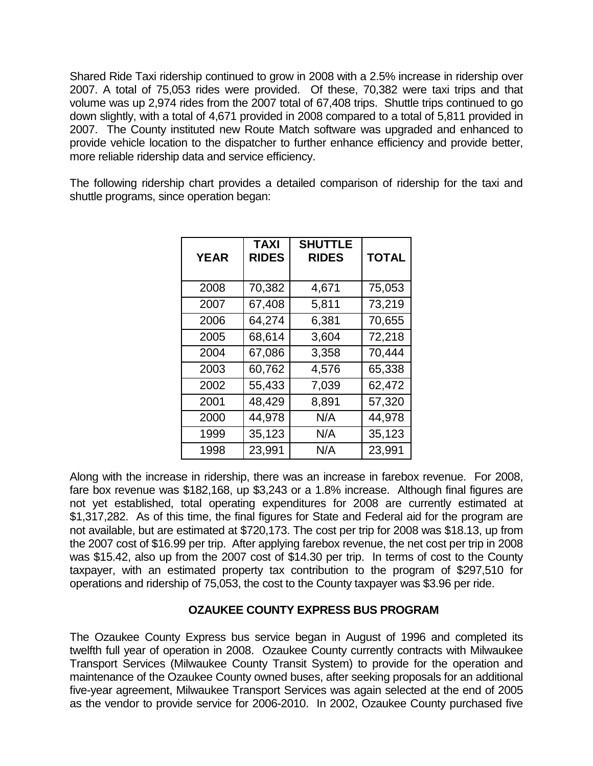Shared Ride Taxi ridership continued to grow in 2008 with a 2.5% increase in ridership over 2007. A total of 75,053 rides were provided. Of these, 70,382 were taxi trips and that volume was up 2,974 rides from the 2007 total of 67,408 trips. Shuttle trips continued to go down slightly, with a total of 4,671 provided in 2008 compared to a total of 5,811 provided in 2007. The County instituted new Route Match software was upgraded and enhanced to provide vehicle location to the dispatcher to further enhance efficiency and provide better, more reliable ridership data and service efficiency.

The following ridership chart provides a detailed comparison of ridership for the taxi and shuttle programs, since operation began:

| YEAR | TAXI RIDES | SHUTTLE RIDES | TOTAL |
|---|---|---|---|
| 2008 | 70,382 | 4,671 | 75,053 |
| 2007 | 67,408 | 5,811 | 73,219 |
| 2006 | 64,274 | 6,381 | 70,655 |
| 2005 | 68,614 | 3,604 | 72,218 |
| 2004 | 67,086 | 3,358 | 70,444 |
| 2003 | 60,762 | 4,576 | 65,338 |
| 2002 | 55,433 | 7,039 | 62,472 |
| 2001 | 48,429 | 8,891 | 57,320 |
| 2000 | 44,978 | N/A | 44,978 |
| 1999 | 35,123 | N/A | 35,123 |
| 1998 | 23,991 | N/A | 23,991 |

Along with the increase in ridership, there was an increase in farebox revenue. For 2008, fare box revenue was $182,168, up $3,243 or a 1.8% increase. Although final figures are not yet established, total operating expenditures for 2008 are currently estimated at $1,317,282. As of this time, the final figures for State and Federal aid for the program are not available, but are estimated at $720,173. The cost per trip for 2008 was $18.13, up from the 2007 cost of $16.99 per trip. After applying farebox revenue, the net cost per trip in 2008 was $15.42, also up from the 2007 cost of $14.30 per trip. In terms of cost to the County taxpayer, with an estimated property tax contribution to the program of $297,510 for operations and ridership of 75,053, the cost to the County taxpayer was $3.96 per ride.

## OZAUKEE COUNTY EXPRESS BUS PROGRAM

The Ozaukee County Express bus service began in August of 1996 and completed its twelfth full year of operation in 2008. Ozaukee County currently contracts with Milwaukee Transport Services (Milwaukee County Transit System) to provide for the operation and maintenance of the Ozaukee County owned buses, after seeking proposals for an additional five-year agreement, Milwaukee Transport Services was again selected at the end of 2005 as the vendor to provide service for 2006-2010. In 2002, Ozaukee County purchased five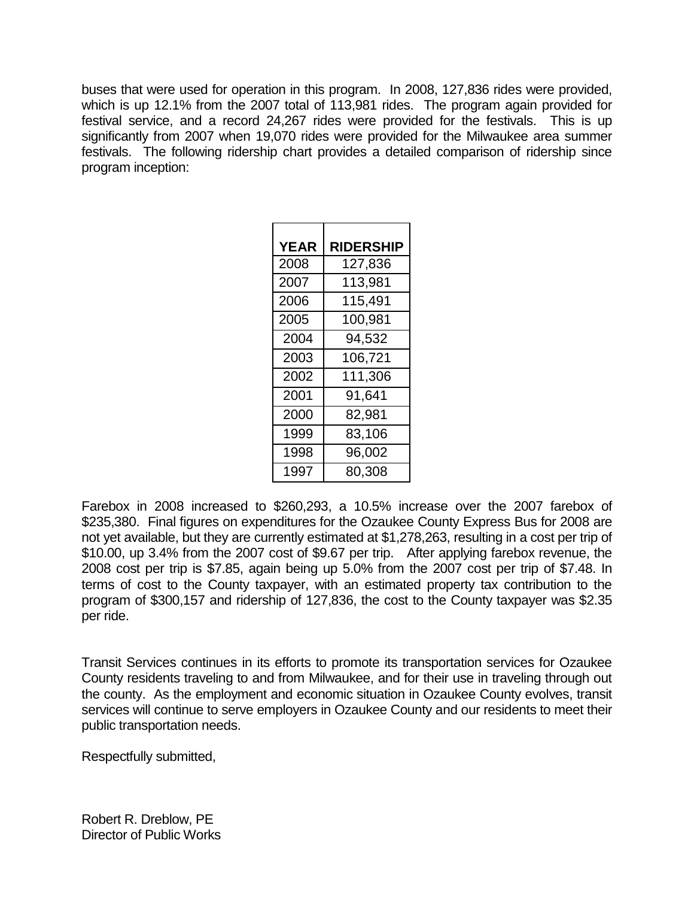buses that were used for operation in this program. In 2008, 127,836 rides were provided, which is up 12.1% from the 2007 total of 113,981 rides. The program again provided for festival service, and a record 24,267 rides were provided for the festivals. This is up significantly from 2007 when 19,070 rides were provided for the Milwaukee area summer festivals. The following ridership chart provides a detailed comparison of ridership since program inception:

| YEAR | RIDERSHIP |
|---|---|
| 2008 | 127,836 |
| 2007 | 113,981 |
| 2006 | 115,491 |
| 2005 | 100,981 |
| 2004 | 94,532 |
| 2003 | 106,721 |
| 2002 | 111,306 |
| 2001 | 91,641 |
| 2000 | 82,981 |
| 1999 | 83,106 |
| 1998 | 96,002 |
| 1997 | 80,308 |

Farebox in 2008 increased to $260,293, a 10.5% increase over the 2007 farebox of $235,380. Final figures on expenditures for the Ozaukee County Express Bus for 2008 are not yet available, but they are currently estimated at $1,278,263, resulting in a cost per trip of $10.00, up 3.4% from the 2007 cost of $9.67 per trip. After applying farebox revenue, the 2008 cost per trip is $7.85, again being up 5.0% from the 2007 cost per trip of $7.48. In terms of cost to the County taxpayer, with an estimated property tax contribution to the program of $300,157 and ridership of 127,836, the cost to the County taxpayer was $2.35 per ride.

Transit Services continues in its efforts to promote its transportation services for Ozaukee County residents traveling to and from Milwaukee, and for their use in traveling through out the county. As the employment and economic situation in Ozaukee County evolves, transit services will continue to serve employers in Ozaukee County and our residents to meet their public transportation needs.

Respectfully submitted,

Robert R. Dreblow, PE
Director of Public Works